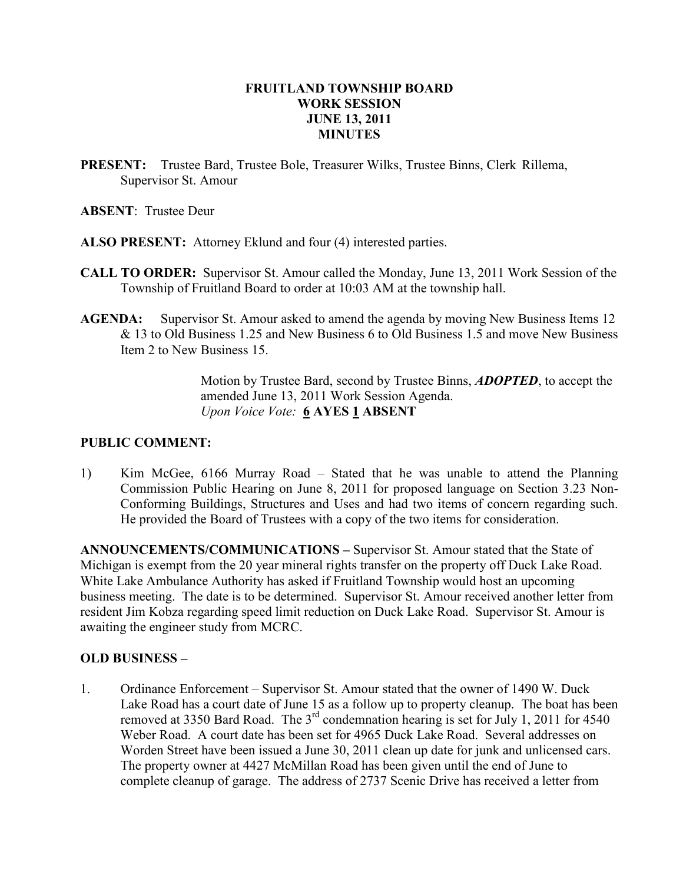# FRUITLAND TOWNSHIP BOARD
# WORK SESSION
# JUNE 13, 2011
# MINUTES

**PRESENT:** Trustee Bard, Trustee Bole, Treasurer Wilks, Trustee Binns, Clerk Rillema, Supervisor St. Amour

**ABSENT**: Trustee Deur

**ALSO PRESENT:** Attorney Eklund and four (4) interested parties.

**CALL TO ORDER:** Supervisor St. Amour called the Monday, June 13, 2011 Work Session of the Township of Fruitland Board to order at 10:03 AM at the township hall.

**AGENDA:** Supervisor St. Amour asked to amend the agenda by moving New Business Items 12 & 13 to Old Business 1.25 and New Business 6 to Old Business 1.5 and move New Business Item 2 to New Business 15.

> Motion by Trustee Bard, second by Trustee Binns, ***ADOPTED***, to accept the amended June 13, 2011 Work Session Agenda.
> *Upon Voice Vote:* **6 AYES 1 ABSENT**

## PUBLIC COMMENT:

1) Kim McGee, 6166 Murray Road – Stated that he was unable to attend the Planning Commission Public Hearing on June 8, 2011 for proposed language on Section 3.23 Non-Conforming Buildings, Structures and Uses and had two items of concern regarding such. He provided the Board of Trustees with a copy of the two items for consideration.

**ANNOUNCEMENTS/COMMUNICATIONS –** Supervisor St. Amour stated that the State of Michigan is exempt from the 20 year mineral rights transfer on the property off Duck Lake Road. White Lake Ambulance Authority has asked if Fruitland Township would host an upcoming business meeting. The date is to be determined. Supervisor St. Amour received another letter from resident Jim Kobza regarding speed limit reduction on Duck Lake Road. Supervisor St. Amour is awaiting the engineer study from MCRC.

## OLD BUSINESS –

1. Ordinance Enforcement – Supervisor St. Amour stated that the owner of 1490 W. Duck Lake Road has a court date of June 15 as a follow up to property cleanup. The boat has been removed at 3350 Bard Road. The 3rd condemnation hearing is set for July 1, 2011 for 4540 Weber Road. A court date has been set for 4965 Duck Lake Road. Several addresses on Worden Street have been issued a June 30, 2011 clean up date for junk and unlicensed cars. The property owner at 4427 McMillan Road has been given until the end of June to complete cleanup of garage. The address of 2737 Scenic Drive has received a letter from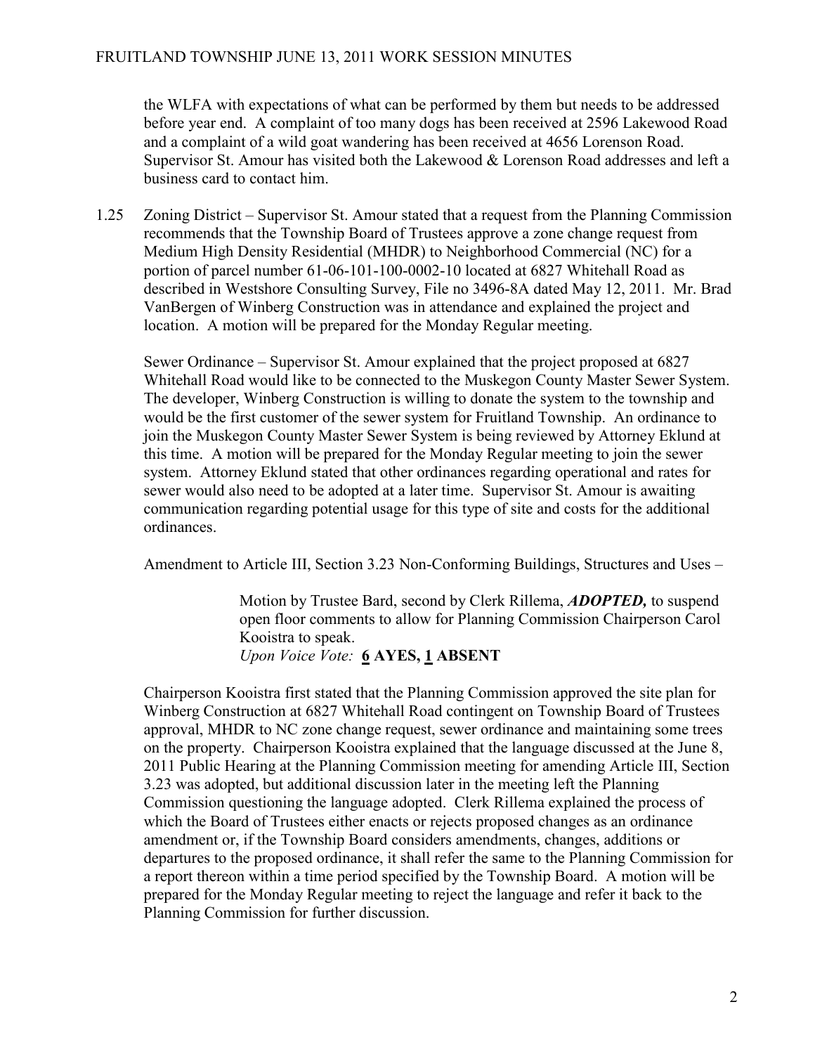the WLFA with expectations of what can be performed by them but needs to be addressed before year end. A complaint of too many dogs has been received at 2596 Lakewood Road and a complaint of a wild goat wandering has been received at 4656 Lorenson Road. Supervisor St. Amour has visited both the Lakewood & Lorenson Road addresses and left a business card to contact him.

1.25 Zoning District – Supervisor St. Amour stated that a request from the Planning Commission recommends that the Township Board of Trustees approve a zone change request from Medium High Density Residential (MHDR) to Neighborhood Commercial (NC) for a portion of parcel number 61-06-101-100-0002-10 located at 6827 Whitehall Road as described in Westshore Consulting Survey, File no 3496-8A dated May 12, 2011. Mr. Brad VanBergen of Winberg Construction was in attendance and explained the project and location. A motion will be prepared for the Monday Regular meeting.

Sewer Ordinance – Supervisor St. Amour explained that the project proposed at 6827 Whitehall Road would like to be connected to the Muskegon County Master Sewer System. The developer, Winberg Construction is willing to donate the system to the township and would be the first customer of the sewer system for Fruitland Township. An ordinance to join the Muskegon County Master Sewer System is being reviewed by Attorney Eklund at this time. A motion will be prepared for the Monday Regular meeting to join the sewer system. Attorney Eklund stated that other ordinances regarding operational and rates for sewer would also need to be adopted at a later time. Supervisor St. Amour is awaiting communication regarding potential usage for this type of site and costs for the additional ordinances.

Amendment to Article III, Section 3.23 Non-Conforming Buildings, Structures and Uses –

> Motion by Trustee Bard, second by Clerk Rillema, ***ADOPTED,*** to suspend open floor comments to allow for Planning Commission Chairperson Carol Kooistra to speak.
> *Upon Voice Vote:* **6 AYES, 1 ABSENT**

Chairperson Kooistra first stated that the Planning Commission approved the site plan for Winberg Construction at 6827 Whitehall Road contingent on Township Board of Trustees approval, MHDR to NC zone change request, sewer ordinance and maintaining some trees on the property. Chairperson Kooistra explained that the language discussed at the June 8, 2011 Public Hearing at the Planning Commission meeting for amending Article III, Section 3.23 was adopted, but additional discussion later in the meeting left the Planning Commission questioning the language adopted. Clerk Rillema explained the process of which the Board of Trustees either enacts or rejects proposed changes as an ordinance amendment or, if the Township Board considers amendments, changes, additions or departures to the proposed ordinance, it shall refer the same to the Planning Commission for a report thereon within a time period specified by the Township Board. A motion will be prepared for the Monday Regular meeting to reject the language and refer it back to the Planning Commission for further discussion.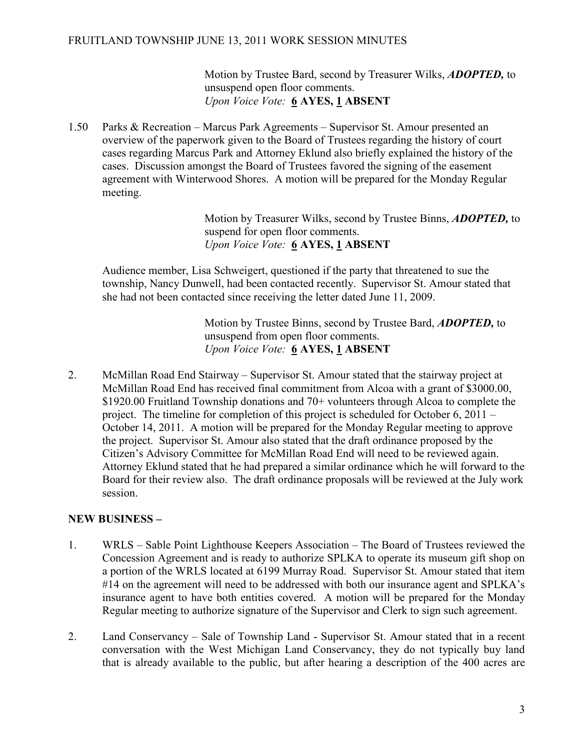Motion by Trustee Bard, second by Treasurer Wilks, ***ADOPTED,*** to unsuspend open floor comments.
*Upon Voice Vote:* **6 AYES, 1 ABSENT**

1.50 Parks & Recreation – Marcus Park Agreements – Supervisor St. Amour presented an overview of the paperwork given to the Board of Trustees regarding the history of court cases regarding Marcus Park and Attorney Eklund also briefly explained the history of the cases. Discussion amongst the Board of Trustees favored the signing of the easement agreement with Winterwood Shores. A motion will be prepared for the Monday Regular meeting.

Motion by Treasurer Wilks, second by Trustee Binns, ***ADOPTED,*** to suspend for open floor comments.
*Upon Voice Vote:* **6 AYES, 1 ABSENT**

Audience member, Lisa Schweigert, questioned if the party that threatened to sue the township, Nancy Dunwell, had been contacted recently. Supervisor St. Amour stated that she had not been contacted since receiving the letter dated June 11, 2009.

Motion by Trustee Binns, second by Trustee Bard, ***ADOPTED,*** to unsuspend from open floor comments.
*Upon Voice Vote:* **6 AYES, 1 ABSENT**

2. McMillan Road End Stairway – Supervisor St. Amour stated that the stairway project at McMillan Road End has received final commitment from Alcoa with a grant of $3000.00, $1920.00 Fruitland Township donations and 70+ volunteers through Alcoa to complete the project. The timeline for completion of this project is scheduled for October 6, 2011 – October 14, 2011. A motion will be prepared for the Monday Regular meeting to approve the project. Supervisor St. Amour also stated that the draft ordinance proposed by the Citizen's Advisory Committee for McMillan Road End will need to be reviewed again. Attorney Eklund stated that he had prepared a similar ordinance which he will forward to the Board for their review also. The draft ordinance proposals will be reviewed at the July work session.

**NEW BUSINESS –**

1. WRLS – Sable Point Lighthouse Keepers Association – The Board of Trustees reviewed the Concession Agreement and is ready to authorize SPLKA to operate its museum gift shop on a portion of the WRLS located at 6199 Murray Road. Supervisor St. Amour stated that item #14 on the agreement will need to be addressed with both our insurance agent and SPLKA's insurance agent to have both entities covered. A motion will be prepared for the Monday Regular meeting to authorize signature of the Supervisor and Clerk to sign such agreement.

2. Land Conservancy – Sale of Township Land - Supervisor St. Amour stated that in a recent conversation with the West Michigan Land Conservancy, they do not typically buy land that is already available to the public, but after hearing a description of the 400 acres are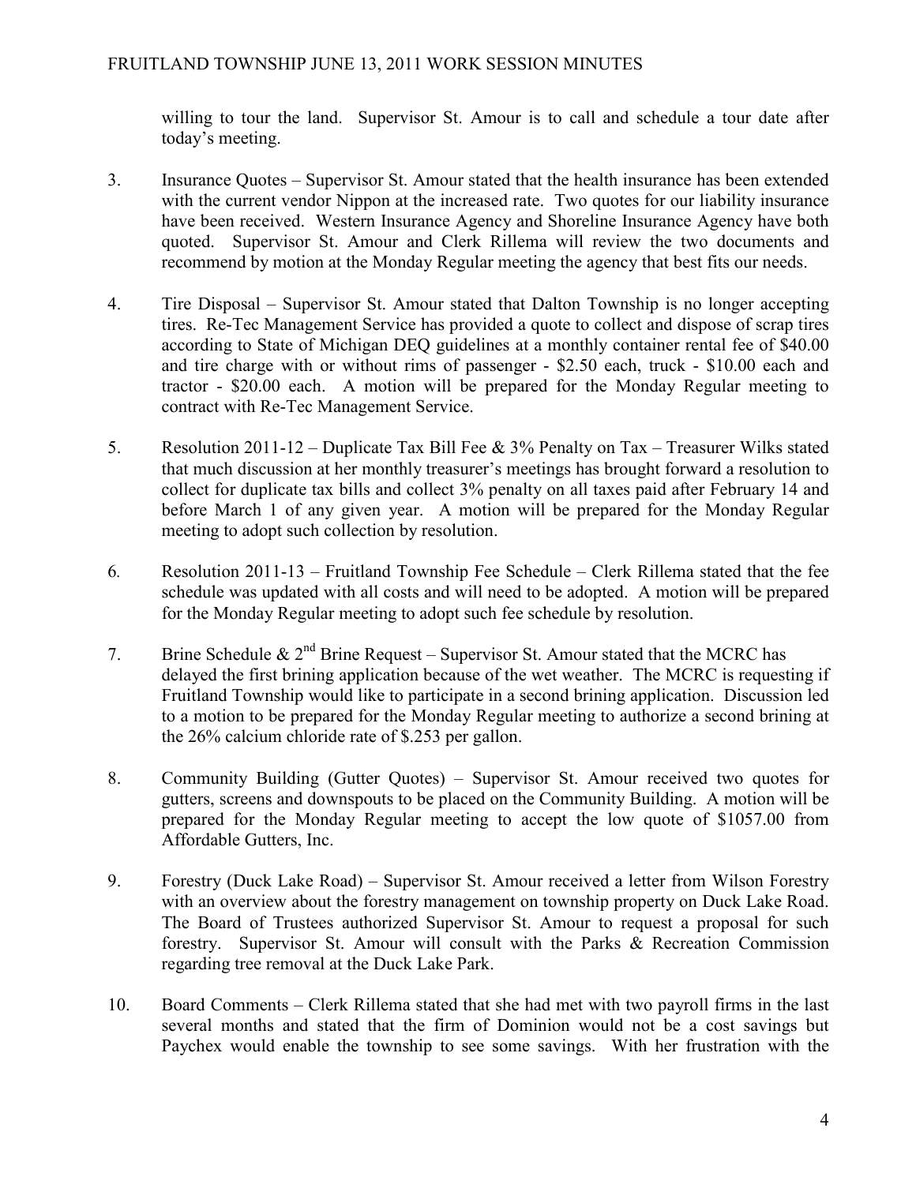willing to tour the land. Supervisor St. Amour is to call and schedule a tour date after today's meeting.

3. Insurance Quotes – Supervisor St. Amour stated that the health insurance has been extended with the current vendor Nippon at the increased rate. Two quotes for our liability insurance have been received. Western Insurance Agency and Shoreline Insurance Agency have both quoted. Supervisor St. Amour and Clerk Rillema will review the two documents and recommend by motion at the Monday Regular meeting the agency that best fits our needs.

4. Tire Disposal – Supervisor St. Amour stated that Dalton Township is no longer accepting tires. Re-Tec Management Service has provided a quote to collect and dispose of scrap tires according to State of Michigan DEQ guidelines at a monthly container rental fee of $40.00 and tire charge with or without rims of passenger - $2.50 each, truck - $10.00 each and tractor - $20.00 each. A motion will be prepared for the Monday Regular meeting to contract with Re-Tec Management Service.

5. Resolution 2011-12 – Duplicate Tax Bill Fee & 3% Penalty on Tax – Treasurer Wilks stated that much discussion at her monthly treasurer's meetings has brought forward a resolution to collect for duplicate tax bills and collect 3% penalty on all taxes paid after February 14 and before March 1 of any given year. A motion will be prepared for the Monday Regular meeting to adopt such collection by resolution.

6. Resolution 2011-13 – Fruitland Township Fee Schedule – Clerk Rillema stated that the fee schedule was updated with all costs and will need to be adopted. A motion will be prepared for the Monday Regular meeting to adopt such fee schedule by resolution.

7. Brine Schedule & 2nd Brine Request – Supervisor St. Amour stated that the MCRC has delayed the first brining application because of the wet weather. The MCRC is requesting if Fruitland Township would like to participate in a second brining application. Discussion led to a motion to be prepared for the Monday Regular meeting to authorize a second brining at the 26% calcium chloride rate of $.253 per gallon.

8. Community Building (Gutter Quotes) – Supervisor St. Amour received two quotes for gutters, screens and downspouts to be placed on the Community Building. A motion will be prepared for the Monday Regular meeting to accept the low quote of $1057.00 from Affordable Gutters, Inc.

9. Forestry (Duck Lake Road) – Supervisor St. Amour received a letter from Wilson Forestry with an overview about the forestry management on township property on Duck Lake Road. The Board of Trustees authorized Supervisor St. Amour to request a proposal for such forestry. Supervisor St. Amour will consult with the Parks & Recreation Commission regarding tree removal at the Duck Lake Park.

10. Board Comments – Clerk Rillema stated that she had met with two payroll firms in the last several months and stated that the firm of Dominion would not be a cost savings but Paychex would enable the township to see some savings. With her frustration with the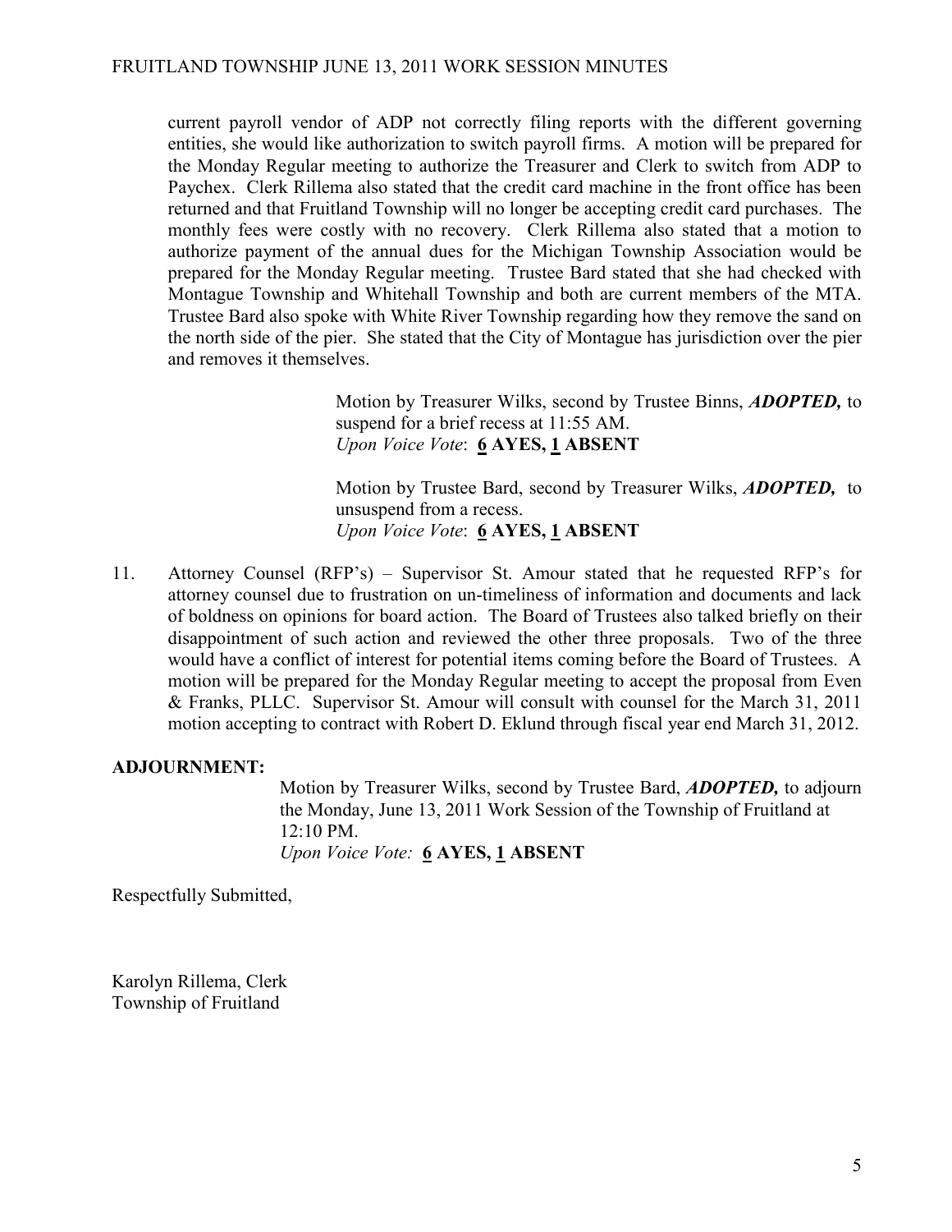current payroll vendor of ADP not correctly filing reports with the different governing entities, she would like authorization to switch payroll firms. A motion will be prepared for the Monday Regular meeting to authorize the Treasurer and Clerk to switch from ADP to Paychex. Clerk Rillema also stated that the credit card machine in the front office has been returned and that Fruitland Township will no longer be accepting credit card purchases. The monthly fees were costly with no recovery. Clerk Rillema also stated that a motion to authorize payment of the annual dues for the Michigan Township Association would be prepared for the Monday Regular meeting. Trustee Bard stated that she had checked with Montague Township and Whitehall Township and both are current members of the MTA. Trustee Bard also spoke with White River Township regarding how they remove the sand on the north side of the pier. She stated that the City of Montague has jurisdiction over the pier and removes it themselves.

> Motion by Treasurer Wilks, second by Trustee Binns, ***ADOPTED,*** to suspend for a brief recess at 11:55 AM.
> *Upon Voice Vote*: **6 AYES, 1 ABSENT**

> Motion by Trustee Bard, second by Treasurer Wilks, ***ADOPTED,*** to unsuspend from a recess.
> *Upon Voice Vote*: **6 AYES, 1 ABSENT**

11. Attorney Counsel (RFP's) – Supervisor St. Amour stated that he requested RFP's for attorney counsel due to frustration on un-timeliness of information and documents and lack of boldness on opinions for board action. The Board of Trustees also talked briefly on their disappointment of such action and reviewed the other three proposals. Two of the three would have a conflict of interest for potential items coming before the Board of Trustees. A motion will be prepared for the Monday Regular meeting to accept the proposal from Even & Franks, PLLC. Supervisor St. Amour will consult with counsel for the March 31, 2011 motion accepting to contract with Robert D. Eklund through fiscal year end March 31, 2012.

**ADJOURNMENT:**

> Motion by Treasurer Wilks, second by Trustee Bard, ***ADOPTED,*** to adjourn the Monday, June 13, 2011 Work Session of the Township of Fruitland at 12:10 PM.
> *Upon Voice Vote:* **6 AYES, 1 ABSENT**

Respectfully Submitted,

Karolyn Rillema, Clerk
Township of Fruitland